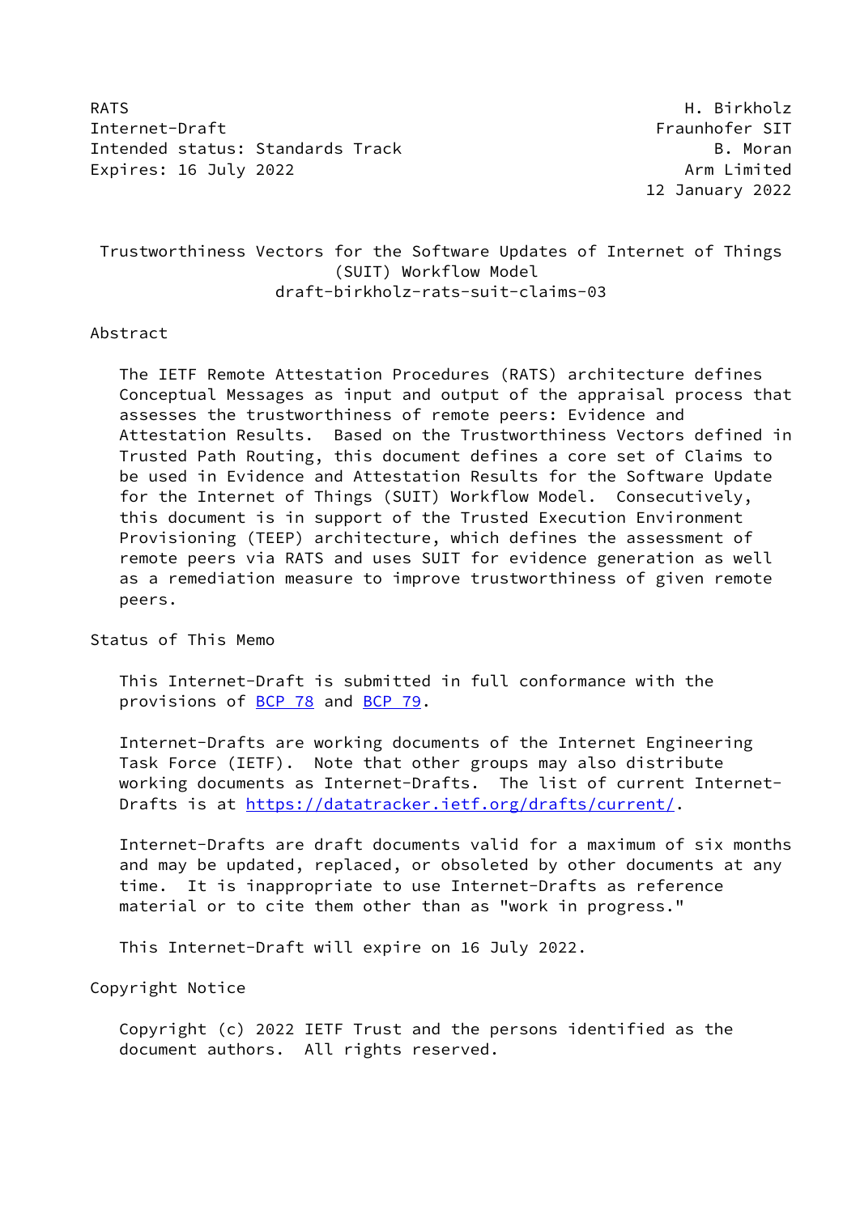RATS H. Birkholz
Internet-Draft Fraunhofer SIT
Intended status: Standards Track B. Moran
Expires: 16 July 2022 Arm Limited
12 January 2022

# Trustworthiness Vectors for the Software Updates of Internet of Things (SUIT) Workflow Model
draft-birkholz-rats-suit-claims-03

## Abstract

The IETF Remote Attestation Procedures (RATS) architecture defines Conceptual Messages as input and output of the appraisal process that assesses the trustworthiness of remote peers: Evidence and Attestation Results. Based on the Trustworthiness Vectors defined in Trusted Path Routing, this document defines a core set of Claims to be used in Evidence and Attestation Results for the Software Update for the Internet of Things (SUIT) Workflow Model. Consecutively, this document is in support of the Trusted Execution Environment Provisioning (TEEP) architecture, which defines the assessment of remote peers via RATS and uses SUIT for evidence generation as well as a remediation measure to improve trustworthiness of given remote peers.

## Status of This Memo

This Internet-Draft is submitted in full conformance with the provisions of BCP 78 and BCP 79.

Internet-Drafts are working documents of the Internet Engineering Task Force (IETF). Note that other groups may also distribute working documents as Internet-Drafts. The list of current Internet-Drafts is at https://datatracker.ietf.org/drafts/current/.

Internet-Drafts are draft documents valid for a maximum of six months and may be updated, replaced, or obsoleted by other documents at any time. It is inappropriate to use Internet-Drafts as reference material or to cite them other than as "work in progress."

This Internet-Draft will expire on 16 July 2022.

## Copyright Notice

Copyright (c) 2022 IETF Trust and the persons identified as the document authors. All rights reserved.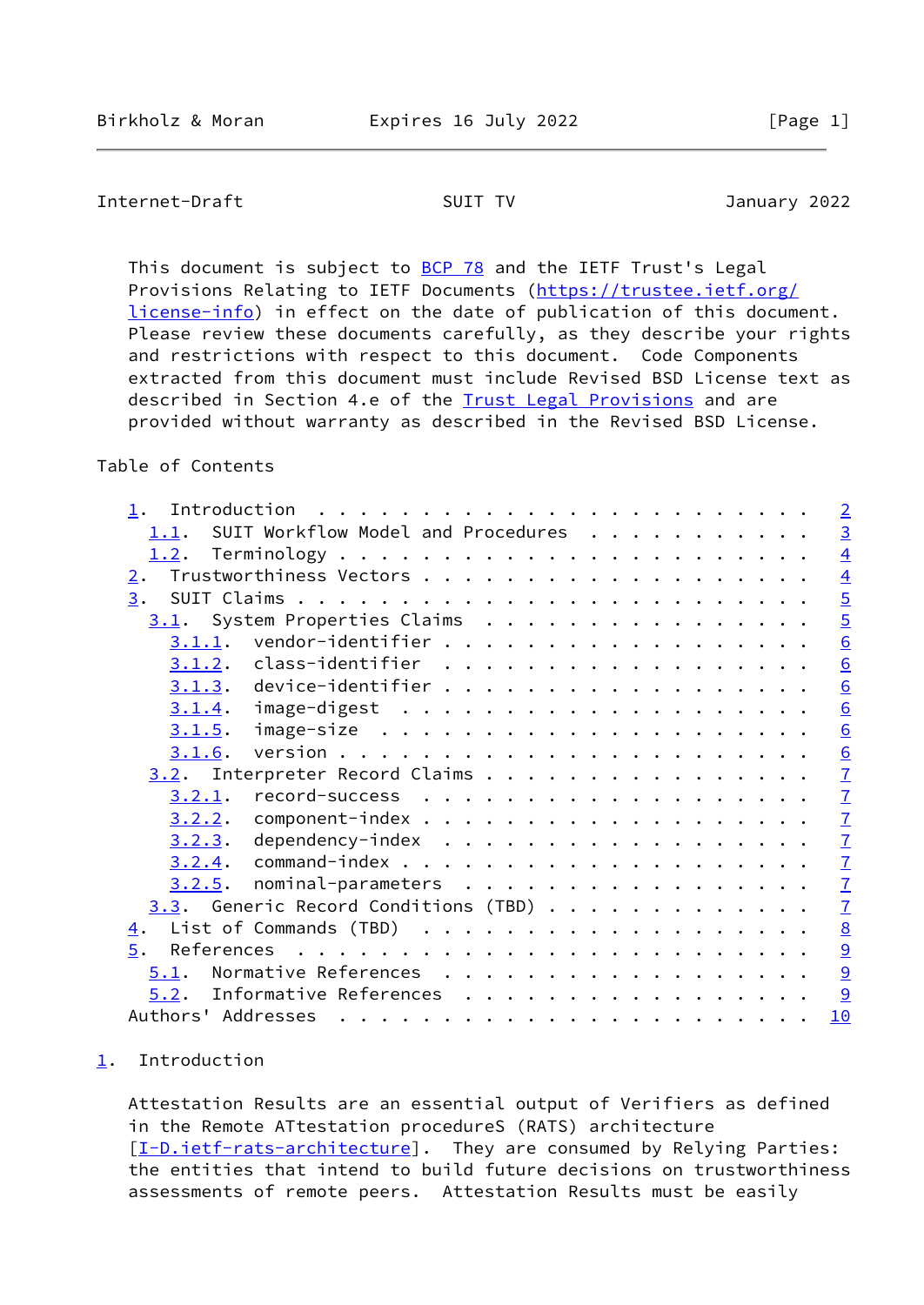This document is subject to BCP 78 and the IETF Trust's Legal Provisions Relating to IETF Documents (https://trustee.ietf.org/license-info) in effect on the date of publication of this document. Please review these documents carefully, as they describe your rights and restrictions with respect to this document. Code Components extracted from this document must include Revised BSD License text as described in Section 4.e of the Trust Legal Provisions and are provided without warranty as described in the Revised BSD License.

Table of Contents

```
   1.  Introduction  . . . . . . . . . . . . . . . . . . . . . . . .   2
     1.1.  SUIT Workflow Model and Procedures  . . . . . . . . . . .   3
     1.2.  Terminology . . . . . . . . . . . . . . . . . . . . . . .   4
   2.  Trustworthiness Vectors . . . . . . . . . . . . . . . . . . .   4
   3.  SUIT Claims . . . . . . . . . . . . . . . . . . . . . . . . .   5
     3.1.  System Properties Claims  . . . . . . . . . . . . . . . .   5
       3.1.1.  vendor-identifier . . . . . . . . . . . . . . . . . .   6
       3.1.2.  class-identifier  . . . . . . . . . . . . . . . . . .   6
       3.1.3.  device-identifier . . . . . . . . . . . . . . . . . .   6
       3.1.4.  image-digest  . . . . . . . . . . . . . . . . . . . .   6
       3.1.5.  image-size  . . . . . . . . . . . . . . . . . . . . .   6
       3.1.6.  version . . . . . . . . . . . . . . . . . . . . . . .   6
     3.2.  Interpreter Record Claims . . . . . . . . . . . . . . . .   7
       3.2.1.  record-success  . . . . . . . . . . . . . . . . . . .   7
       3.2.2.  component-index . . . . . . . . . . . . . . . . . . .   7
       3.2.3.  dependency-index  . . . . . . . . . . . . . . . . . .   7
       3.2.4.  command-index . . . . . . . . . . . . . . . . . . . .   7
       3.2.5.  nominal-parameters  . . . . . . . . . . . . . . . . .   7
     3.3.  Generic Record Conditions (TBD) . . . . . . . . . . . . .   7
   4.  List of Commands (TBD)  . . . . . . . . . . . . . . . . . . .   8
   5.  References  . . . . . . . . . . . . . . . . . . . . . . . . .   9
     5.1.  Normative References  . . . . . . . . . . . . . . . . . .   9
     5.2.  Informative References  . . . . . . . . . . . . . . . . .   9
   Authors' Addresses  . . . . . . . . . . . . . . . . . . . . . . .  10
```

## 1. Introduction

Attestation Results are an essential output of Verifiers as defined in the Remote ATtestation procedureS (RATS) architecture [I-D.ietf-rats-architecture]. They are consumed by Relying Parties: the entities that intend to build future decisions on trustworthiness assessments of remote peers. Attestation Results must be easily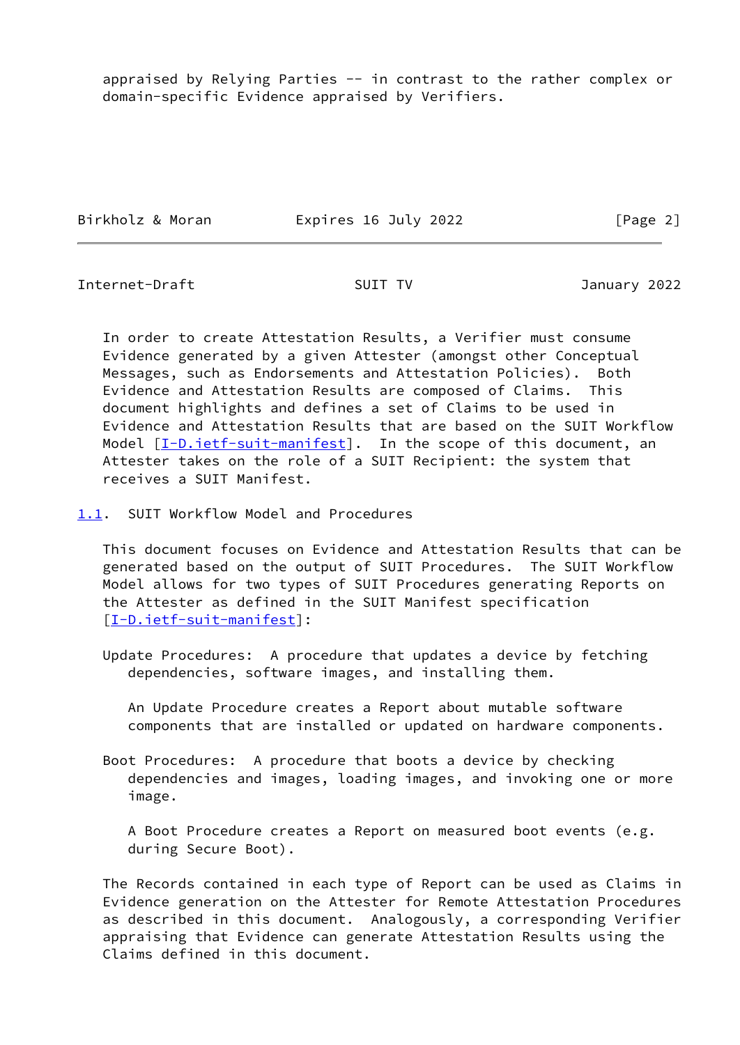appraised by Relying Parties -- in contrast to the rather complex or domain-specific Evidence appraised by Verifiers.

In order to create Attestation Results, a Verifier must consume Evidence generated by a given Attester (amongst other Conceptual Messages, such as Endorsements and Attestation Policies). Both Evidence and Attestation Results are composed of Claims. This document highlights and defines a set of Claims to be used in Evidence and Attestation Results that are based on the SUIT Workflow Model [I-D.ietf-suit-manifest]. In the scope of this document, an Attester takes on the role of a SUIT Recipient: the system that receives a SUIT Manifest.

### 1.1. SUIT Workflow Model and Procedures

This document focuses on Evidence and Attestation Results that can be generated based on the output of SUIT Procedures. The SUIT Workflow Model allows for two types of SUIT Procedures generating Reports on the Attester as defined in the SUIT Manifest specification [I-D.ietf-suit-manifest]:

Update Procedures: A procedure that updates a device by fetching dependencies, software images, and installing them.

An Update Procedure creates a Report about mutable software components that are installed or updated on hardware components.

Boot Procedures: A procedure that boots a device by checking dependencies and images, loading images, and invoking one or more image.

A Boot Procedure creates a Report on measured boot events (e.g. during Secure Boot).

The Records contained in each type of Report can be used as Claims in Evidence generation on the Attester for Remote Attestation Procedures as described in this document. Analogously, a corresponding Verifier appraising that Evidence can generate Attestation Results using the Claims defined in this document.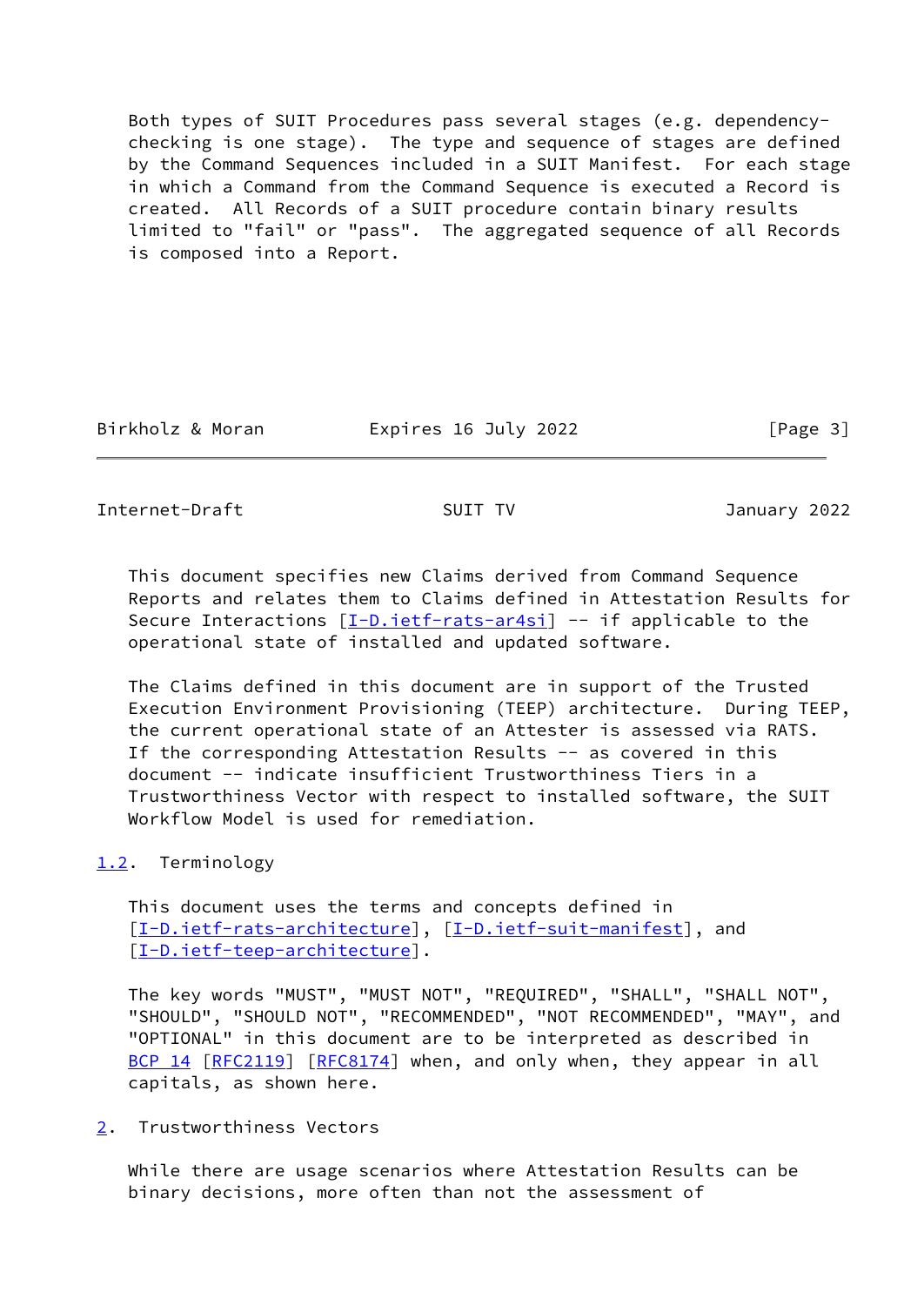Both types of SUIT Procedures pass several stages (e.g. dependency-checking is one stage). The type and sequence of stages are defined by the Command Sequences included in a SUIT Manifest. For each stage in which a Command from the Command Sequence is executed a Record is created. All Records of a SUIT procedure contain binary results limited to "fail" or "pass". The aggregated sequence of all Records is composed into a Report.

This document specifies new Claims derived from Command Sequence Reports and relates them to Claims defined in Attestation Results for Secure Interactions [I-D.ietf-rats-ar4si] -- if applicable to the operational state of installed and updated software.

The Claims defined in this document are in support of the Trusted Execution Environment Provisioning (TEEP) architecture. During TEEP, the current operational state of an Attester is assessed via RATS. If the corresponding Attestation Results -- as covered in this document -- indicate insufficient Trustworthiness Tiers in a Trustworthiness Vector with respect to installed software, the SUIT Workflow Model is used for remediation.

### 1.2. Terminology

This document uses the terms and concepts defined in [I-D.ietf-rats-architecture], [I-D.ietf-suit-manifest], and [I-D.ietf-teep-architecture].

The key words "MUST", "MUST NOT", "REQUIRED", "SHALL", "SHALL NOT", "SHOULD", "SHOULD NOT", "RECOMMENDED", "NOT RECOMMENDED", "MAY", and "OPTIONAL" in this document are to be interpreted as described in BCP 14 [RFC2119] [RFC8174] when, and only when, they appear in all capitals, as shown here.

## 2. Trustworthiness Vectors

While there are usage scenarios where Attestation Results can be binary decisions, more often than not the assessment of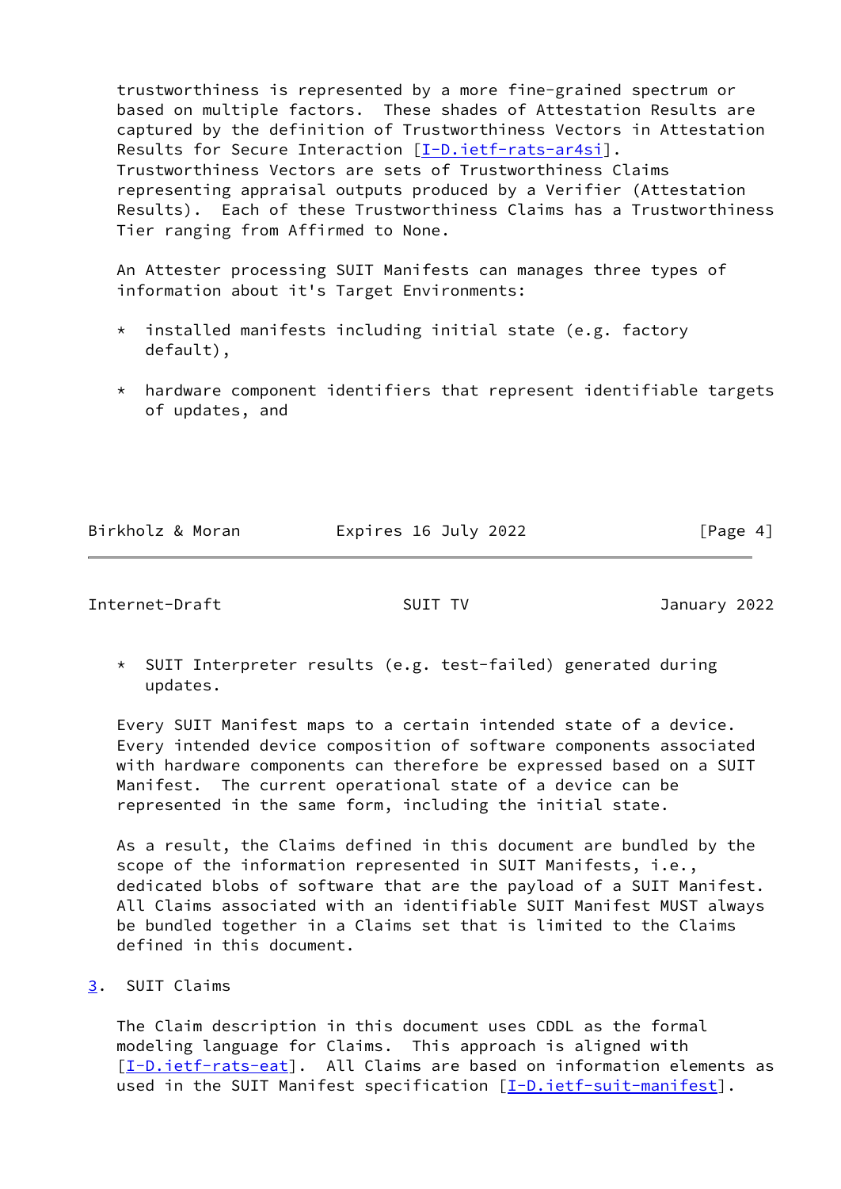trustworthiness is represented by a more fine-grained spectrum or based on multiple factors. These shades of Attestation Results are captured by the definition of Trustworthiness Vectors in Attestation Results for Secure Interaction [I-D.ietf-rats-ar4si]. Trustworthiness Vectors are sets of Trustworthiness Claims representing appraisal outputs produced by a Verifier (Attestation Results). Each of these Trustworthiness Claims has a Trustworthiness Tier ranging from Affirmed to None.

An Attester processing SUIT Manifests can manages three types of information about it's Target Environments:

* installed manifests including initial state (e.g. factory default),
* hardware component identifiers that represent identifiable targets of updates, and
* SUIT Interpreter results (e.g. test-failed) generated during updates.

Every SUIT Manifest maps to a certain intended state of a device. Every intended device composition of software components associated with hardware components can therefore be expressed based on a SUIT Manifest. The current operational state of a device can be represented in the same form, including the initial state.

As a result, the Claims defined in this document are bundled by the scope of the information represented in SUIT Manifests, i.e., dedicated blobs of software that are the payload of a SUIT Manifest. All Claims associated with an identifiable SUIT Manifest MUST always be bundled together in a Claims set that is limited to the Claims defined in this document.

## 3. SUIT Claims

The Claim description in this document uses CDDL as the formal modeling language for Claims. This approach is aligned with [I-D.ietf-rats-eat]. All Claims are based on information elements as used in the SUIT Manifest specification [I-D.ietf-suit-manifest].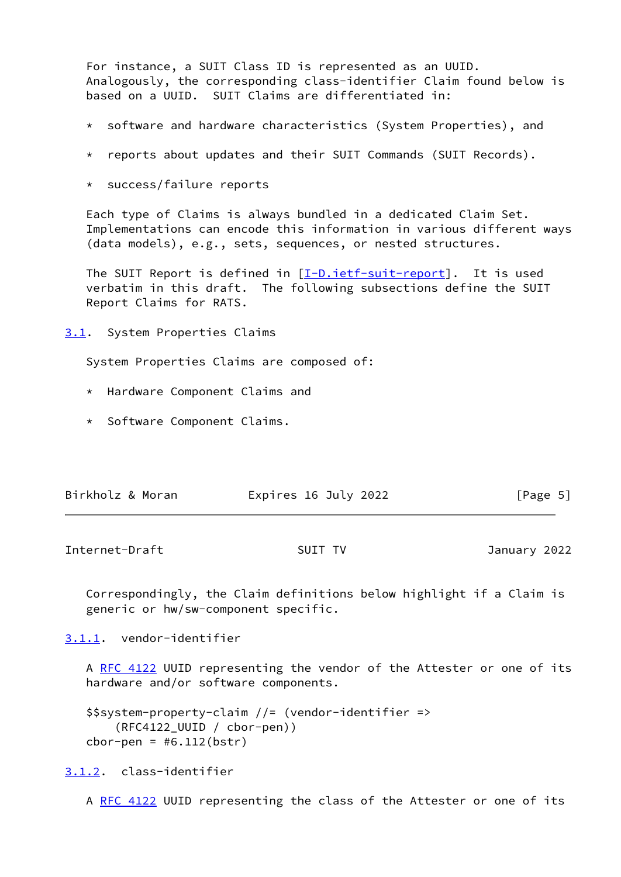For instance, a SUIT Class ID is represented as an UUID. Analogously, the corresponding class-identifier Claim found below is based on a UUID.  SUIT Claims are differentiated in:

* software and hardware characteristics (System Properties), and

* reports about updates and their SUIT Commands (SUIT Records).

* success/failure reports

Each type of Claims is always bundled in a dedicated Claim Set. Implementations can encode this information in various different ways (data models), e.g., sets, sequences, or nested structures.

The SUIT Report is defined in [I-D.ietf-suit-report].  It is used verbatim in this draft.  The following subsections define the SUIT Report Claims for RATS.

## 3.1. System Properties Claims

System Properties Claims are composed of:

* Hardware Component Claims and

* Software Component Claims.

Correspondingly, the Claim definitions below highlight if a Claim is generic or hw/sw-component specific.

### 3.1.1. vendor-identifier

A RFC 4122 UUID representing the vendor of the Attester or one of its hardware and/or software components.

```
$$system-property-claim //= (vendor-identifier =>
    (RFC4122_UUID / cbor-pen))
cbor-pen = #6.112(bstr)
```

### 3.1.2. class-identifier

A RFC 4122 UUID representing the class of the Attester or one of its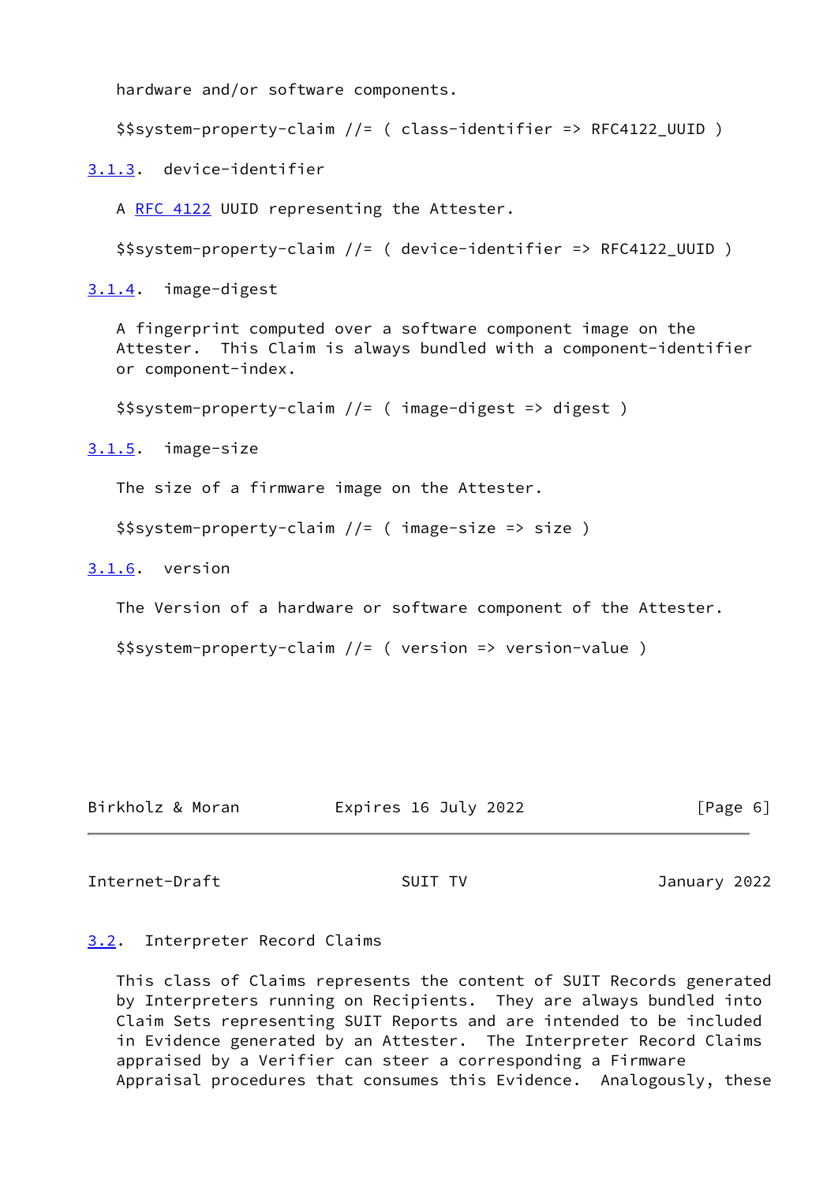hardware and/or software components.

```
$$system-property-claim //= ( class-identifier => RFC4122_UUID )
```

### 3.1.3. device-identifier

A RFC 4122 UUID representing the Attester.

```
$$system-property-claim //= ( device-identifier => RFC4122_UUID )
```

### 3.1.4. image-digest

A fingerprint computed over a software component image on the Attester. This Claim is always bundled with a component-identifier or component-index.

```
$$system-property-claim //= ( image-digest => digest )
```

### 3.1.5. image-size

The size of a firmware image on the Attester.

```
$$system-property-claim //= ( image-size => size )
```

### 3.1.6. version

The Version of a hardware or software component of the Attester.

```
$$system-property-claim //= ( version => version-value )
```

## 3.2. Interpreter Record Claims

This class of Claims represents the content of SUIT Records generated by Interpreters running on Recipients. They are always bundled into Claim Sets representing SUIT Reports and are intended to be included in Evidence generated by an Attester. The Interpreter Record Claims appraised by a Verifier can steer a corresponding a Firmware Appraisal procedures that consumes this Evidence. Analogously, these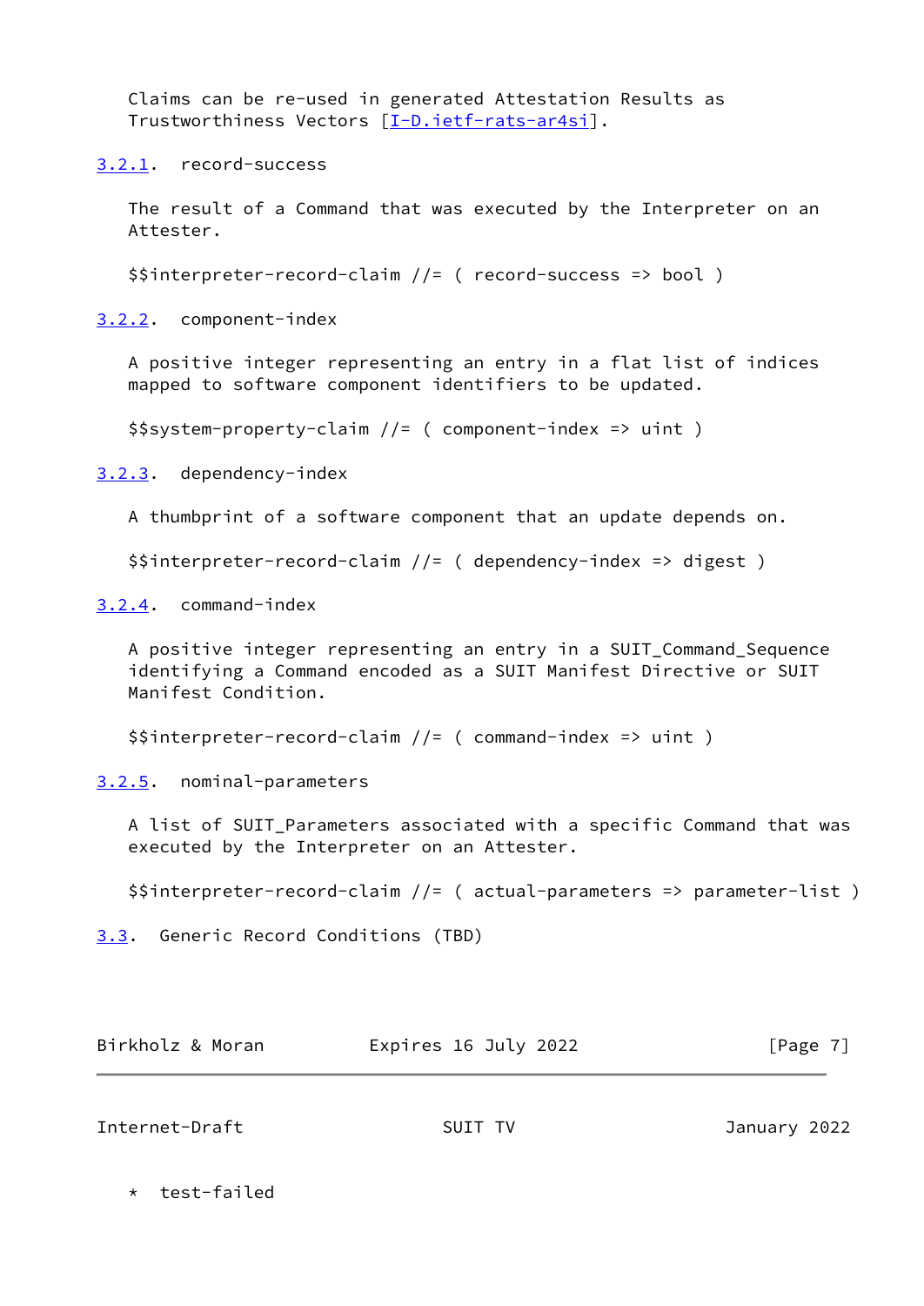Claims can be re-used in generated Attestation Results as Trustworthiness Vectors [I-D.ietf-rats-ar4si].

### 3.2.1. record-success

The result of a Command that was executed by the Interpreter on an Attester.

```
$$interpreter-record-claim //= ( record-success => bool )
```

### 3.2.2. component-index

A positive integer representing an entry in a flat list of indices mapped to software component identifiers to be updated.

```
$$system-property-claim //= ( component-index => uint )
```

### 3.2.3. dependency-index

A thumbprint of a software component that an update depends on.

```
$$interpreter-record-claim //= ( dependency-index => digest )
```

### 3.2.4. command-index

A positive integer representing an entry in a SUIT_Command_Sequence identifying a Command encoded as a SUIT Manifest Directive or SUIT Manifest Condition.

```
$$interpreter-record-claim //= ( command-index => uint )
```

### 3.2.5. nominal-parameters

A list of SUIT_Parameters associated with a specific Command that was executed by the Interpreter on an Attester.

```
$$interpreter-record-claim //= ( actual-parameters => parameter-list )
```

## 3.3. Generic Record Conditions (TBD)

* test-failed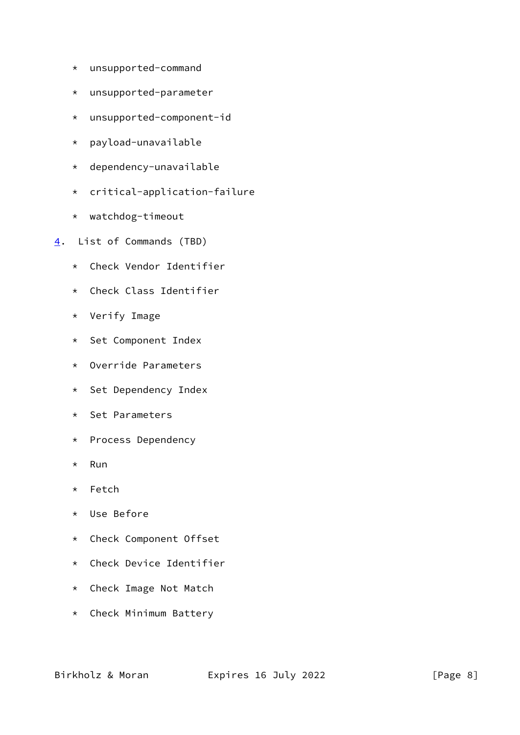* unsupported-command

* unsupported-parameter

* unsupported-component-id

* payload-unavailable

* dependency-unavailable

* critical-application-failure

* watchdog-timeout

## 4. List of Commands (TBD)

* Check Vendor Identifier

* Check Class Identifier

* Verify Image

* Set Component Index

* Override Parameters

* Set Dependency Index

* Set Parameters

* Process Dependency

* Run

* Fetch

* Use Before

* Check Component Offset

* Check Device Identifier

* Check Image Not Match

* Check Minimum Battery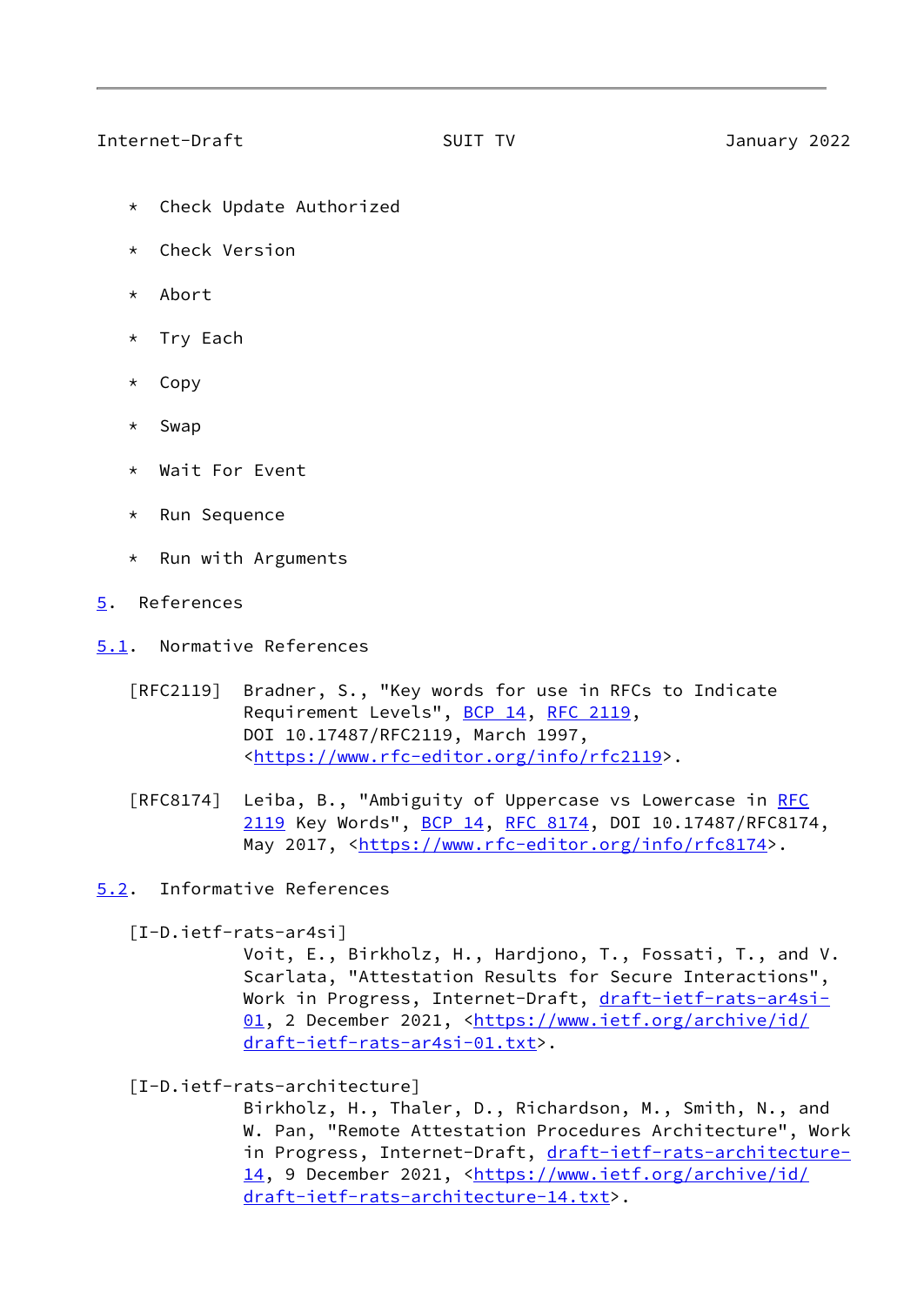* Check Update Authorized

* Check Version

* Abort

* Try Each

* Copy

* Swap

* Wait For Event

* Run Sequence

* Run with Arguments

# 5. References

## 5.1. Normative References

[RFC2119] Bradner, S., "Key words for use in RFCs to Indicate Requirement Levels", BCP 14, RFC 2119, DOI 10.17487/RFC2119, March 1997, <https://www.rfc-editor.org/info/rfc2119>.

[RFC8174] Leiba, B., "Ambiguity of Uppercase vs Lowercase in RFC 2119 Key Words", BCP 14, RFC 8174, DOI 10.17487/RFC8174, May 2017, <https://www.rfc-editor.org/info/rfc8174>.

## 5.2. Informative References

[I-D.ietf-rats-ar4si]
Voit, E., Birkholz, H., Hardjono, T., Fossati, T., and V. Scarlata, "Attestation Results for Secure Interactions", Work in Progress, Internet-Draft, draft-ietf-rats-ar4si-01, 2 December 2021, <https://www.ietf.org/archive/id/draft-ietf-rats-ar4si-01.txt>.

[I-D.ietf-rats-architecture]
Birkholz, H., Thaler, D., Richardson, M., Smith, N., and W. Pan, "Remote Attestation Procedures Architecture", Work in Progress, Internet-Draft, draft-ietf-rats-architecture-14, 9 December 2021, <https://www.ietf.org/archive/id/draft-ietf-rats-architecture-14.txt>.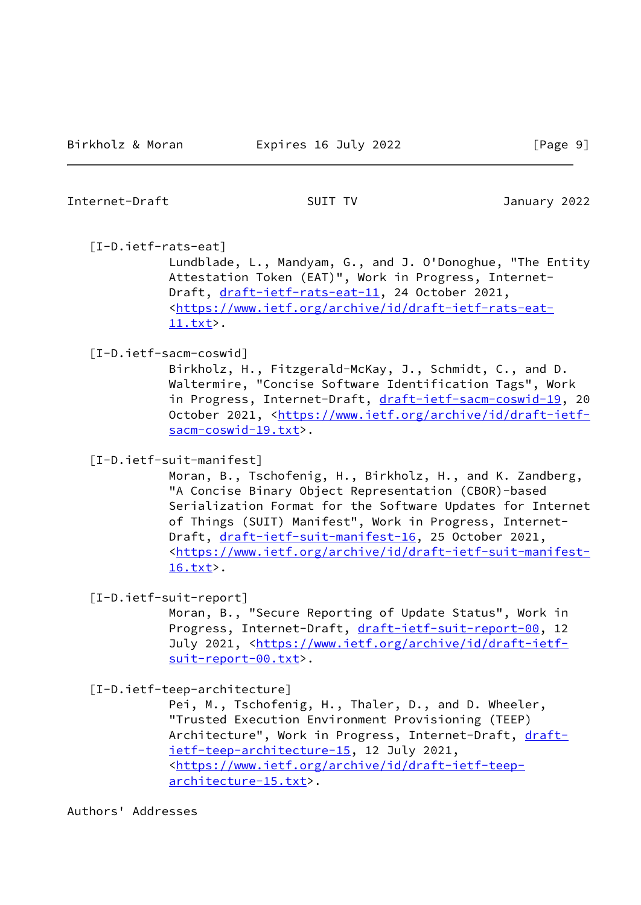[I-D.ietf-rats-eat]
Lundblade, L., Mandyam, G., and J. O'Donoghue, "The Entity Attestation Token (EAT)", Work in Progress, Internet-Draft, draft-ietf-rats-eat-11, 24 October 2021, <https://www.ietf.org/archive/id/draft-ietf-rats-eat-11.txt>.

[I-D.ietf-sacm-coswid]
Birkholz, H., Fitzgerald-McKay, J., Schmidt, C., and D. Waltermire, "Concise Software Identification Tags", Work in Progress, Internet-Draft, draft-ietf-sacm-coswid-19, 20 October 2021, <https://www.ietf.org/archive/id/draft-ietf-sacm-coswid-19.txt>.

[I-D.ietf-suit-manifest]
Moran, B., Tschofenig, H., Birkholz, H., and K. Zandberg, "A Concise Binary Object Representation (CBOR)-based Serialization Format for the Software Updates for Internet of Things (SUIT) Manifest", Work in Progress, Internet-Draft, draft-ietf-suit-manifest-16, 25 October 2021, <https://www.ietf.org/archive/id/draft-ietf-suit-manifest-16.txt>.

[I-D.ietf-suit-report]
Moran, B., "Secure Reporting of Update Status", Work in Progress, Internet-Draft, draft-ietf-suit-report-00, 12 July 2021, <https://www.ietf.org/archive/id/draft-ietf-suit-report-00.txt>.

[I-D.ietf-teep-architecture]
Pei, M., Tschofenig, H., Thaler, D., and D. Wheeler, "Trusted Execution Environment Provisioning (TEEP) Architecture", Work in Progress, Internet-Draft, draft-ietf-teep-architecture-15, 12 July 2021, <https://www.ietf.org/archive/id/draft-ietf-teep-architecture-15.txt>.

## Authors' Addresses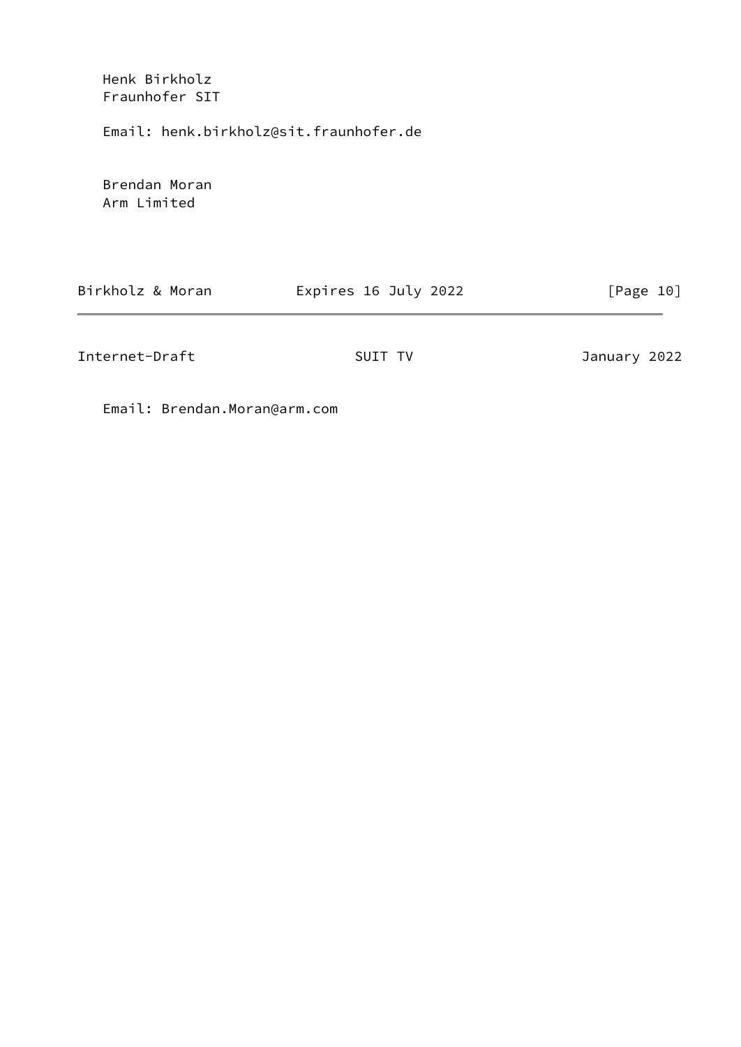Henk Birkholz
Fraunhofer SIT

Email: henk.birkholz@sit.fraunhofer.de

Brendan Moran
Arm Limited

Email: Brendan.Moran@arm.com